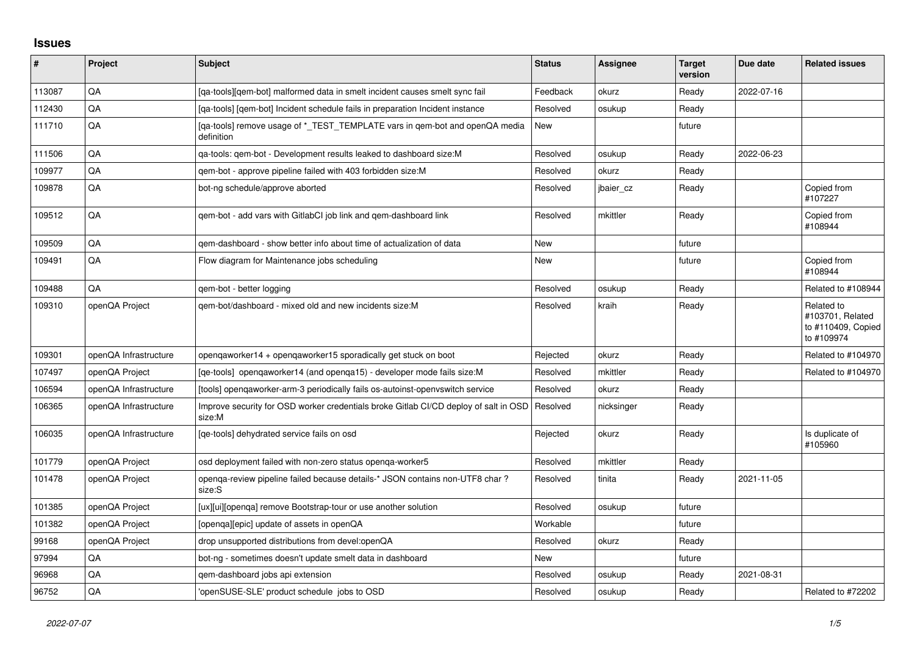## Issues

| # | Project | Subject | Status | Assignee | Target version | Due date | Related issues |
|---|---|---|---|---|---|---|---|
| 113087 | QA | [qa-tools][qem-bot] malformed data in smelt incident causes smelt sync fail | Feedback | okurz | Ready | 2022-07-16 | |
| 112430 | QA | [qa-tools] [qem-bot] Incident schedule fails in preparation Incident instance | Resolved | osukup | Ready | | |
| 111710 | QA | [qa-tools] remove usage of *_TEST_TEMPLATE vars in qem-bot and openQA media definition | New | | future | | |
| 111506 | QA | qa-tools: qem-bot - Development results leaked to dashboard size:M | Resolved | osukup | Ready | 2022-06-23 | |
| 109977 | QA | qem-bot - approve pipeline failed with 403 forbidden size:M | Resolved | okurz | Ready | | |
| 109878 | QA | bot-ng schedule/approve aborted | Resolved | jbaier_cz | Ready | | Copied from #107227 |
| 109512 | QA | qem-bot - add vars with GitlabCI job link and qem-dashboard link | Resolved | mkittler | Ready | | Copied from #108944 |
| 109509 | QA | qem-dashboard - show better info about time of actualization of data | New | | future | | |
| 109491 | QA | Flow diagram for Maintenance jobs scheduling | New | | future | | Copied from #108944 |
| 109488 | QA | qem-bot - better logging | Resolved | osukup | Ready | | Related to #108944 |
| 109310 | openQA Project | qem-bot/dashboard - mixed old and new incidents size:M | Resolved | kraih | Ready | | Related to #103701, Related to #110409, Copied to #109974 |
| 109301 | openQA Infrastructure | openqaworker14 + openqaworker15 sporadically get stuck on boot | Rejected | okurz | Ready | | Related to #104970 |
| 107497 | openQA Project | [qe-tools] openqaworker14 (and openqa15) - developer mode fails size:M | Resolved | mkittler | Ready | | Related to #104970 |
| 106594 | openQA Infrastructure | [tools] openqaworker-arm-3 periodically fails os-autoinst-openvswitch service | Resolved | okurz | Ready | | |
| 106365 | openQA Infrastructure | Improve security for OSD worker credentials broke Gitlab CI/CD deploy of salt in OSD size:M | Resolved | nicksinger | Ready | | |
| 106035 | openQA Infrastructure | [qe-tools] dehydrated service fails on osd | Rejected | okurz | Ready | | Is duplicate of #105960 |
| 101779 | openQA Project | osd deployment failed with non-zero status openqa-worker5 | Resolved | mkittler | Ready | | |
| 101478 | openQA Project | openqa-review pipeline failed because details-* JSON contains non-UTF8 char ? size:S | Resolved | tinita | Ready | 2021-11-05 | |
| 101385 | openQA Project | [ux][ui][openqa] remove Bootstrap-tour or use another solution | Resolved | osukup | future | | |
| 101382 | openQA Project | [openqa][epic] update of assets in openQA | Workable | | future | | |
| 99168 | openQA Project | drop unsupported distributions from devel:openQA | Resolved | okurz | Ready | | |
| 97994 | QA | bot-ng - sometimes doesn't update smelt data in dashboard | New | | future | | |
| 96968 | QA | qem-dashboard jobs api extension | Resolved | osukup | Ready | 2021-08-31 | |
| 96752 | QA | 'openSUSE-SLE' product schedule jobs to OSD | Resolved | osukup | Ready | | Related to #72202 |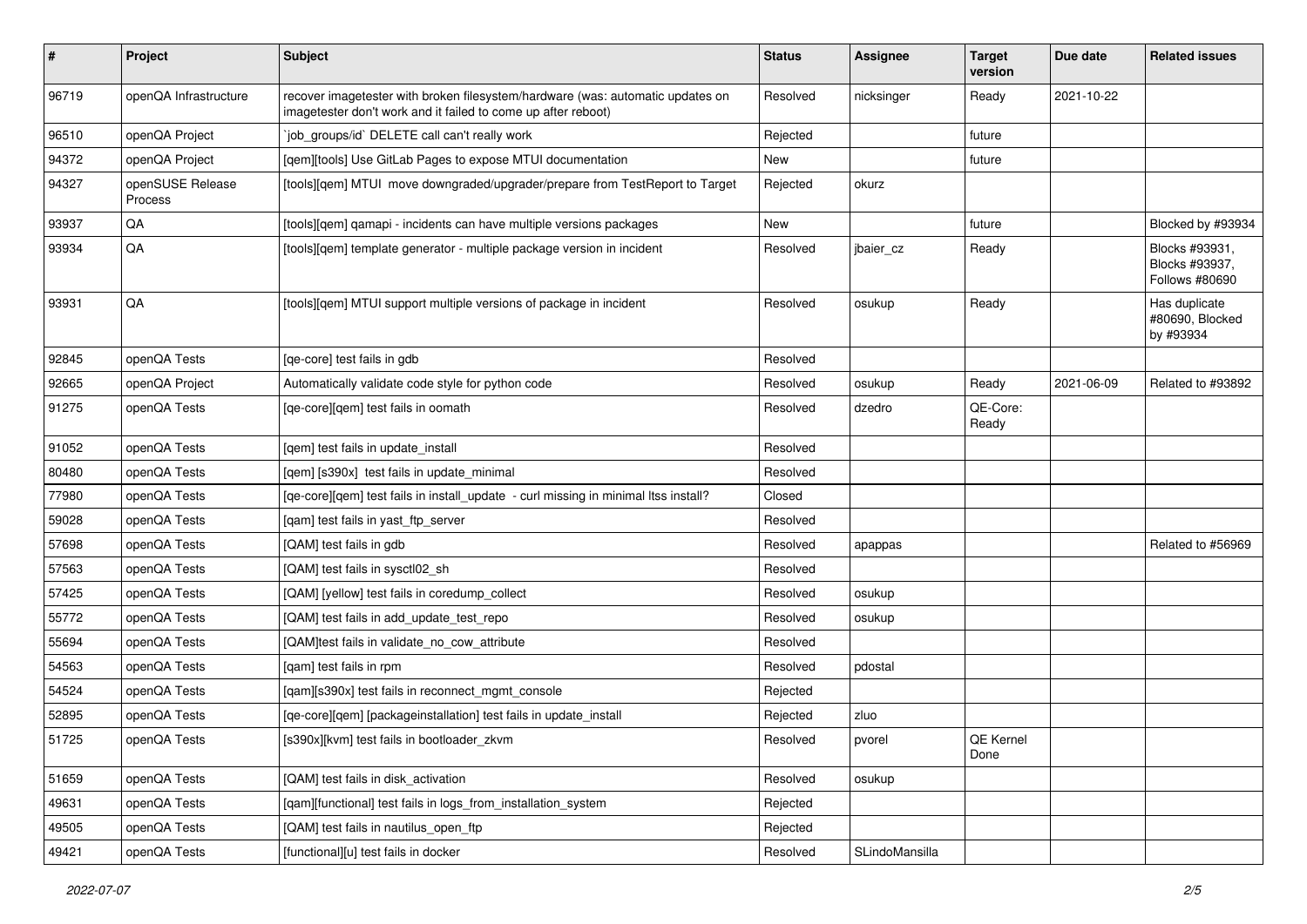| # | Project | Subject | Status | Assignee | Target version | Due date | Related issues |
|---|---|---|---|---|---|---|---|
| 96719 | openQA Infrastructure | recover imagetester with broken filesystem/hardware (was: automatic updates on imagetester don't work and it failed to come up after reboot) | Resolved | nicksinger | Ready | 2021-10-22 | |
| 96510 | openQA Project | `job_groups/id` DELETE call can't really work | Rejected | | future | | |
| 94372 | openQA Project | [qem][tools] Use GitLab Pages to expose MTUI documentation | New | | future | | |
| 94327 | openSUSE Release Process | [tools][qem] MTUI move downgraded/upgrader/prepare from TestReport to Target | Rejected | okurz | | | |
| 93937 | QA | [tools][qem] qamapi - incidents can have multiple versions packages | New | | future | | Blocked by #93934 |
| 93934 | QA | [tools][qem] template generator - multiple package version in incident | Resolved | jbaier_cz | Ready | | Blocks #93931, Blocks #93937, Follows #80690 |
| 93931 | QA | [tools][qem] MTUI support multiple versions of package in incident | Resolved | osukup | Ready | | Has duplicate #80690, Blocked by #93934 |
| 92845 | openQA Tests | [qe-core] test fails in gdb | Resolved | | | | |
| 92665 | openQA Project | Automatically validate code style for python code | Resolved | osukup | Ready | 2021-06-09 | Related to #93892 |
| 91275 | openQA Tests | [qe-core][qem] test fails in oomath | Resolved | dzedro | QE-Core: Ready | | |
| 91052 | openQA Tests | [qem] test fails in update_install | Resolved | | | | |
| 80480 | openQA Tests | [qem] [s390x] test fails in update_minimal | Resolved | | | | |
| 77980 | openQA Tests | [qe-core][qem] test fails in install_update - curl missing in minimal ltss install? | Closed | | | | |
| 59028 | openQA Tests | [qam] test fails in yast_ftp_server | Resolved | | | | |
| 57698 | openQA Tests | [QAM] test fails in gdb | Resolved | apappas | | | Related to #56969 |
| 57563 | openQA Tests | [QAM] test fails in sysctl02_sh | Resolved | | | | |
| 57425 | openQA Tests | [QAM] [yellow] test fails in coredump_collect | Resolved | osukup | | | |
| 55772 | openQA Tests | [QAM] test fails in add_update_test_repo | Resolved | osukup | | | |
| 55694 | openQA Tests | [QAM]test fails in validate_no_cow_attribute | Resolved | | | | |
| 54563 | openQA Tests | [qam] test fails in rpm | Resolved | pdostal | | | |
| 54524 | openQA Tests | [qam][s390x] test fails in reconnect_mgmt_console | Rejected | | | | |
| 52895 | openQA Tests | [qe-core][qem] [packageinstallation] test fails in update_install | Rejected | zluo | | | |
| 51725 | openQA Tests | [s390x][kvm] test fails in bootloader_zkvm | Resolved | pvorel | QE Kernel Done | | |
| 51659 | openQA Tests | [QAM] test fails in disk_activation | Resolved | osukup | | | |
| 49631 | openQA Tests | [qam][functional] test fails in logs_from_installation_system | Rejected | | | | |
| 49505 | openQA Tests | [QAM] test fails in nautilus_open_ftp | Rejected | | | | |
| 49421 | openQA Tests | [functional][u] test fails in docker | Resolved | SLindoMansilla | | | |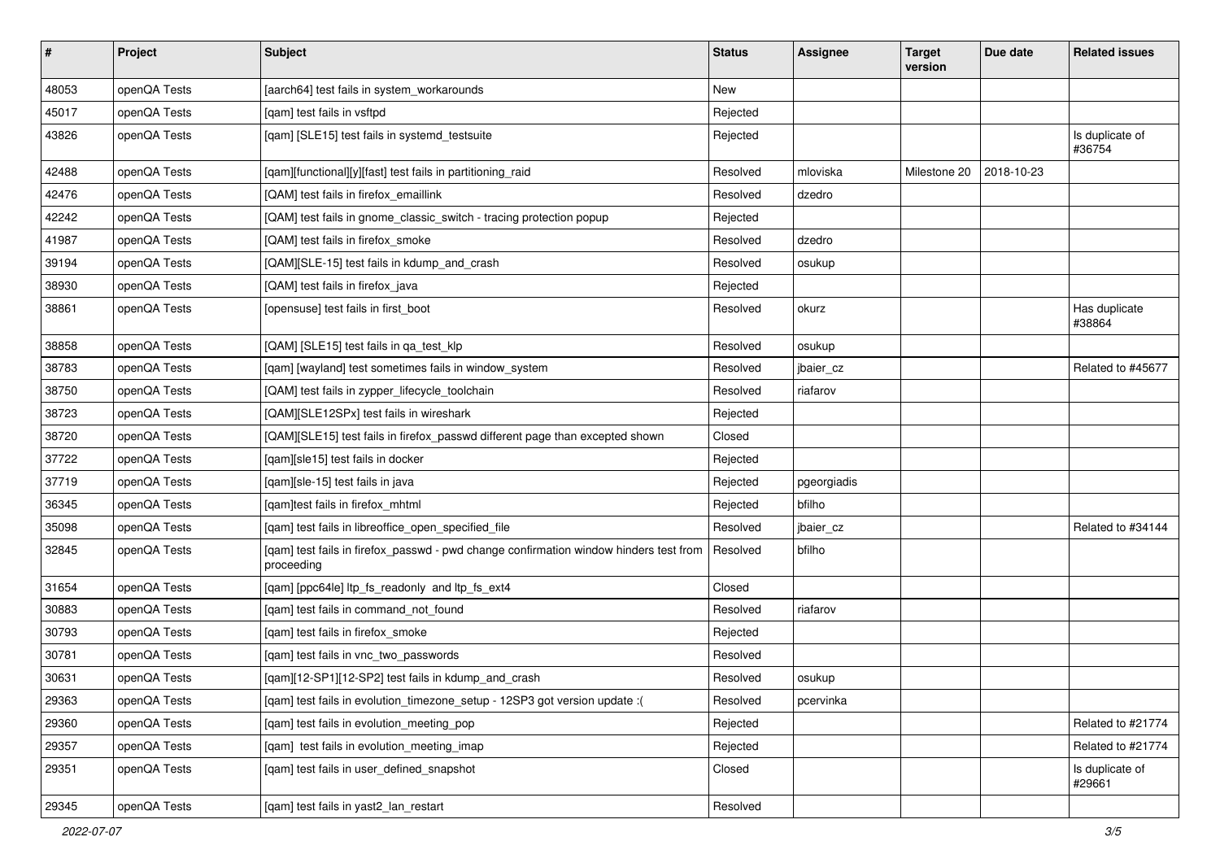| # | Project | Subject | Status | Assignee | Target version | Due date | Related issues |
|---|---|---|---|---|---|---|---|
| 48053 | openQA Tests | [aarch64] test fails in system_workarounds | New | | | | |
| 45017 | openQA Tests | [qam] test fails in vsftpd | Rejected | | | | |
| 43826 | openQA Tests | [qam] [SLE15] test fails in systemd_testsuite | Rejected | | | | Is duplicate of #36754 |
| 42488 | openQA Tests | [qam][functional][y][fast] test fails in partitioning_raid | Resolved | mloviska | Milestone 20 | 2018-10-23 | |
| 42476 | openQA Tests | [QAM] test fails in firefox_emaillink | Resolved | dzedro | | | |
| 42242 | openQA Tests | [QAM] test fails in gnome_classic_switch - tracing protection popup | Rejected | | | | |
| 41987 | openQA Tests | [QAM] test fails in firefox_smoke | Resolved | dzedro | | | |
| 39194 | openQA Tests | [QAM][SLE-15] test fails in kdump_and_crash | Resolved | osukup | | | |
| 38930 | openQA Tests | [QAM] test fails in firefox_java | Rejected | | | | |
| 38861 | openQA Tests | [opensuse] test fails in first_boot | Resolved | okurz | | | Has duplicate #38864 |
| 38858 | openQA Tests | [QAM] [SLE15] test fails in qa_test_klp | Resolved | osukup | | | |
| 38783 | openQA Tests | [qam] [wayland] test sometimes fails in window_system | Resolved | jbaier_cz | | | Related to #45677 |
| 38750 | openQA Tests | [QAM] test fails in zypper_lifecycle_toolchain | Resolved | riafarov | | | |
| 38723 | openQA Tests | [QAM][SLE12SPx] test fails in wireshark | Rejected | | | | |
| 38720 | openQA Tests | [QAM][SLE15] test fails in firefox_passwd different page than excepted shown | Closed | | | | |
| 37722 | openQA Tests | [qam][sle15] test fails in docker | Rejected | | | | |
| 37719 | openQA Tests | [qam][sle-15] test fails in java | Rejected | pgeorgiadis | | | |
| 36345 | openQA Tests | [qam]test fails in firefox_mhtml | Rejected | bfilho | | | |
| 35098 | openQA Tests | [qam] test fails in libreoffice_open_specified_file | Resolved | jbaier_cz | | | Related to #34144 |
| 32845 | openQA Tests | [qam] test fails in firefox_passwd - pwd change confirmation window hinders test from proceeding | Resolved | bfilho | | | |
| 31654 | openQA Tests | [qam] [ppc64le] ltp_fs_readonly and ltp_fs_ext4 | Closed | | | | |
| 30883 | openQA Tests | [qam] test fails in command_not_found | Resolved | riafarov | | | |
| 30793 | openQA Tests | [qam] test fails in firefox_smoke | Rejected | | | | |
| 30781 | openQA Tests | [qam] test fails in vnc_two_passwords | Resolved | | | | |
| 30631 | openQA Tests | [qam][12-SP1][12-SP2] test fails in kdump_and_crash | Resolved | osukup | | | |
| 29363 | openQA Tests | [qam] test fails in evolution_timezone_setup - 12SP3 got version update :( | Resolved | pcervinka | | | |
| 29360 | openQA Tests | [qam] test fails in evolution_meeting_pop | Rejected | | | | Related to #21774 |
| 29357 | openQA Tests | [qam] test fails in evolution_meeting_imap | Rejected | | | | Related to #21774 |
| 29351 | openQA Tests | [qam] test fails in user_defined_snapshot | Closed | | | | Is duplicate of #29661 |
| 29345 | openQA Tests | [qam] test fails in yast2_lan_restart | Resolved | | | | |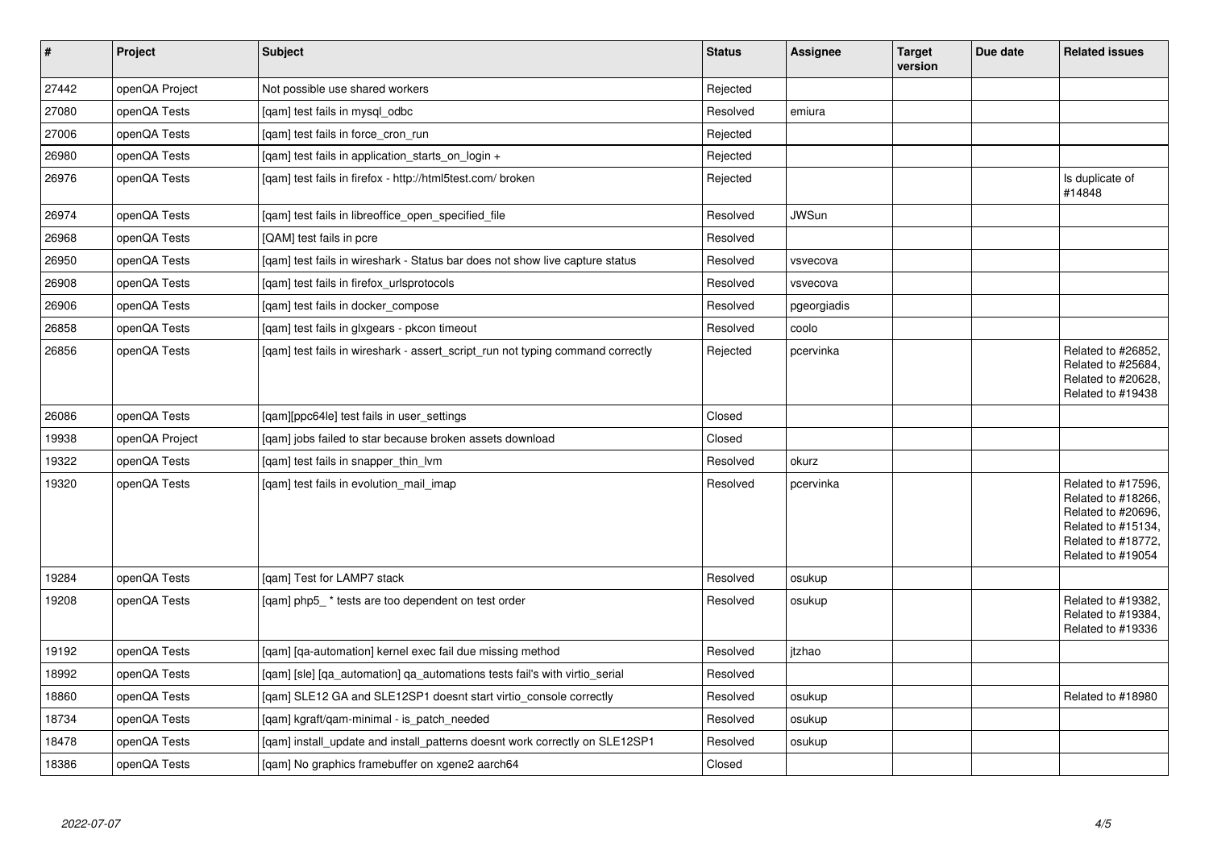| # | Project | Subject | Status | Assignee | Target version | Due date | Related issues |
|---|---|---|---|---|---|---|---|
| 27442 | openQA Project | Not possible use shared workers | Rejected | | | | |
| 27080 | openQA Tests | [qam] test fails in mysql_odbc | Resolved | emiura | | | |
| 27006 | openQA Tests | [qam] test fails in force_cron_run | Rejected | | | | |
| 26980 | openQA Tests | [qam] test fails in application_starts_on_login + | Rejected | | | | |
| 26976 | openQA Tests | [qam] test fails in firefox - http://html5test.com/ broken | Rejected | | | | Is duplicate of #14848 |
| 26974 | openQA Tests | [qam] test fails in libreoffice_open_specified_file | Resolved | JWSun | | | |
| 26968 | openQA Tests | [QAM] test fails in pcre | Resolved | | | | |
| 26950 | openQA Tests | [qam] test fails in wireshark - Status bar does not show live capture status | Resolved | vsvecova | | | |
| 26908 | openQA Tests | [qam] test fails in firefox_urlsprotocols | Resolved | vsvecova | | | |
| 26906 | openQA Tests | [qam] test fails in docker_compose | Resolved | pgeorgiadis | | | |
| 26858 | openQA Tests | [qam] test fails in glxgears - pkcon timeout | Resolved | coolo | | | |
| 26856 | openQA Tests | [qam] test fails in wireshark - assert_script_run not typing command correctly | Rejected | pcervinka | | | Related to #26852, Related to #25684, Related to #20628, Related to #19438 |
| 26086 | openQA Tests | [qam][ppc64le] test fails in user_settings | Closed | | | | |
| 19938 | openQA Project | [qam] jobs failed to star because broken assets download | Closed | | | | |
| 19322 | openQA Tests | [qam] test fails in snapper_thin_lvm | Resolved | okurz | | | |
| 19320 | openQA Tests | [qam] test fails in evolution_mail_imap | Resolved | pcervinka | | | Related to #17596, Related to #18266, Related to #20696, Related to #15134, Related to #18772, Related to #19054 |
| 19284 | openQA Tests | [qam] Test for LAMP7 stack | Resolved | osukup | | | |
| 19208 | openQA Tests | [qam] php5_ * tests are too dependent on test order | Resolved | osukup | | | Related to #19382, Related to #19384, Related to #19336 |
| 19192 | openQA Tests | [qam] [qa-automation] kernel exec fail due missing method | Resolved | jtzhao | | | |
| 18992 | openQA Tests | [qam] [sle] [qa_automation] qa_automations tests fail's with virtio_serial | Resolved | | | | |
| 18860 | openQA Tests | [qam] SLE12 GA and SLE12SP1 doesnt start virtio_console correctly | Resolved | osukup | | | Related to #18980 |
| 18734 | openQA Tests | [qam] kgraft/qam-minimal - is_patch_needed | Resolved | osukup | | | |
| 18478 | openQA Tests | [qam] install_update and install_patterns doesnt work correctly on SLE12SP1 | Resolved | osukup | | | |
| 18386 | openQA Tests | [qam] No graphics framebuffer on xgene2 aarch64 | Closed | | | | |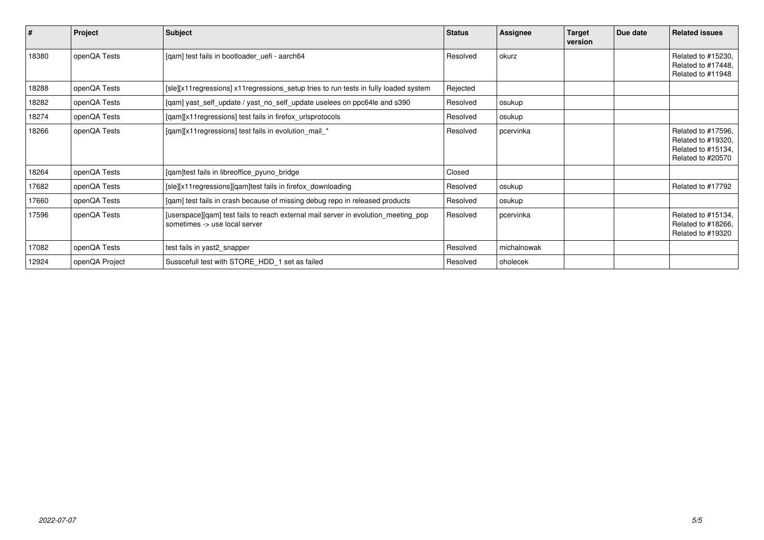| # | Project | Subject | Status | Assignee | Target version | Due date | Related issues |
|---|---|---|---|---|---|---|---|
| 18380 | openQA Tests | [qam] test fails in bootloader_uefi - aarch64 | Resolved | okurz | | | Related to #15230, Related to #17448, Related to #11948 |
| 18288 | openQA Tests | [sle][x11regressions] x11regressions_setup tries to run tests in fully loaded system | Rejected | | | | |
| 18282 | openQA Tests | [qam] yast_self_update / yast_no_self_update uselees on ppc64le and s390 | Resolved | osukup | | | |
| 18274 | openQA Tests | [qam][x11regressions] test fails in firefox_urlsprotocols | Resolved | osukup | | | |
| 18266 | openQA Tests | [qam][x11regressions] test fails in evolution_mail_* | Resolved | pcervinka | | | Related to #17596, Related to #19320, Related to #15134, Related to #20570 |
| 18264 | openQA Tests | [qam]test fails in libreoffice_pyuno_bridge | Closed | | | | |
| 17682 | openQA Tests | [sle][x11regressions][qam]test fails in firefox_downloading | Resolved | osukup | | | Related to #17792 |
| 17660 | openQA Tests | [qam] test fails in crash because of missing debug repo in released products | Resolved | osukup | | | |
| 17596 | openQA Tests | [userspace][qam] test fails to reach external mail server in evolution_meeting_pop sometimes -> use local server | Resolved | pcervinka | | | Related to #15134, Related to #18266, Related to #19320 |
| 17082 | openQA Tests | test fails in yast2_snapper | Resolved | michalnowak | | | |
| 12924 | openQA Project | Susscefull test with STORE_HDD_1 set as failed | Resolved | oholecek | | | |